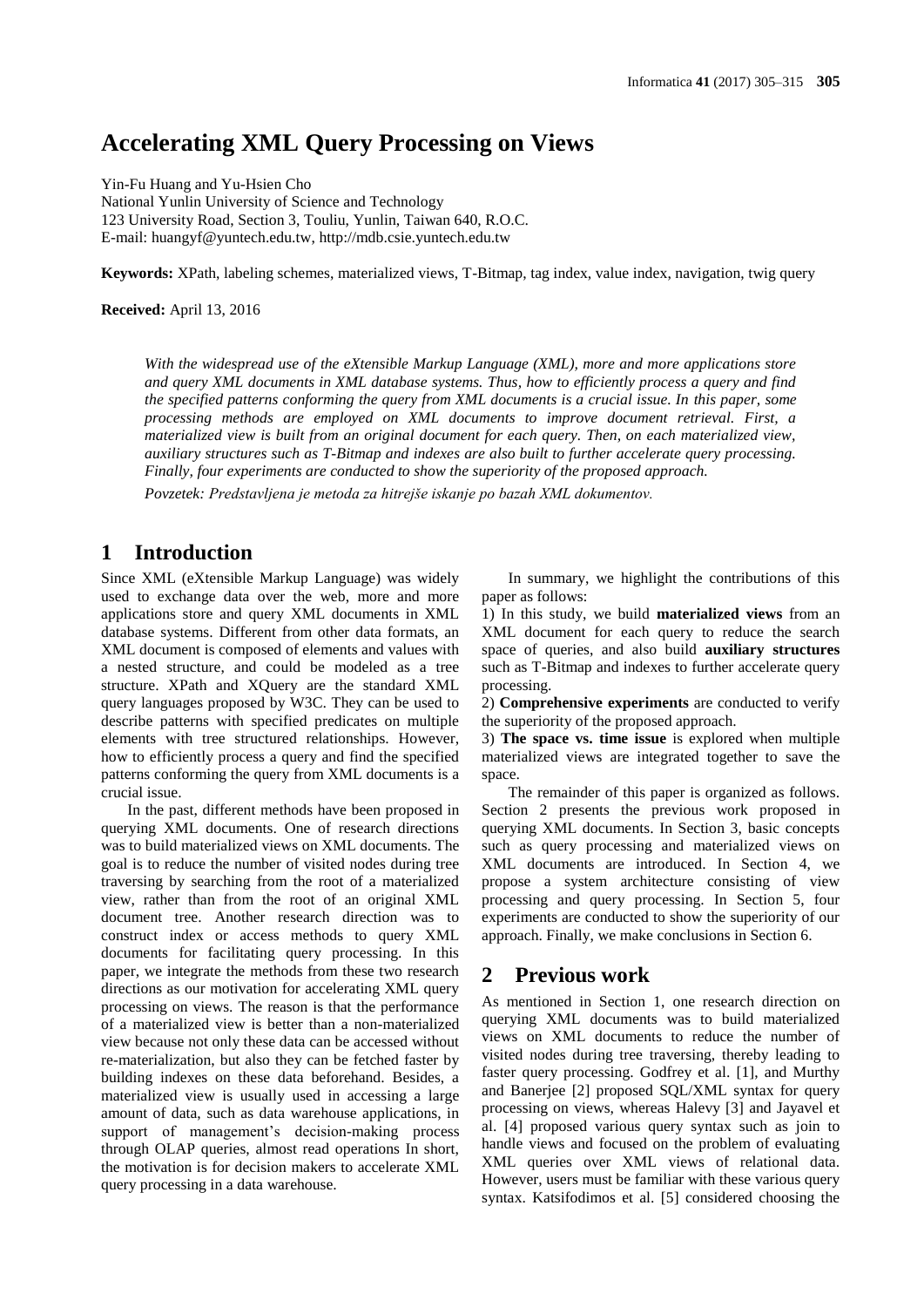# Accelerating XML Query Processing on Views

Yin-Fu Huang and Yu-Hsien Cho
National Yunlin University of Science and Technology
123 University Road, Section 3, Touliu, Yunlin, Taiwan 640, R.O.C.
E-mail: huangyf@yuntech.edu.tw, http://mdb.csie.yuntech.edu.tw

**Keywords:** XPath, labeling schemes, materialized views, T-Bitmap, tag index, value index, navigation, twig query

**Received:** April 13, 2016

*With the widespread use of the eXtensible Markup Language (XML), more and more applications store and query XML documents in XML database systems. Thus, how to efficiently process a query and find the specified patterns conforming the query from XML documents is a crucial issue. In this paper, some processing methods are employed on XML documents to improve document retrieval. First, a materialized view is built from an original document for each query. Then, on each materialized view, auxiliary structures such as T-Bitmap and indexes are also built to further accelerate query processing. Finally, four experiments are conducted to show the superiority of the proposed approach.*

*Povzetek: Predstavljena je metoda za hitrejše iskanje po bazah XML dokumentov.*

## 1 Introduction

Since XML (eXtensible Markup Language) was widely used to exchange data over the web, more and more applications store and query XML documents in XML database systems. Different from other data formats, an XML document is composed of elements and values with a nested structure, and could be modeled as a tree structure. XPath and XQuery are the standard XML query languages proposed by W3C. They can be used to describe patterns with specified predicates on multiple elements with tree structured relationships. However, how to efficiently process a query and find the specified patterns conforming the query from XML documents is a crucial issue.

In the past, different methods have been proposed in querying XML documents. One of research directions was to build materialized views on XML documents. The goal is to reduce the number of visited nodes during tree traversing by searching from the root of a materialized view, rather than from the root of an original XML document tree. Another research direction was to construct index or access methods to query XML documents for facilitating query processing. In this paper, we integrate the methods from these two research directions as our motivation for accelerating XML query processing on views. The reason is that the performance of a materialized view is better than a non-materialized view because not only these data can be accessed without re-materialization, but also they can be fetched faster by building indexes on these data beforehand. Besides, a materialized view is usually used in accessing a large amount of data, such as data warehouse applications, in support of management's decision-making process through OLAP queries, almost read operations In short, the motivation is for decision makers to accelerate XML query processing in a data warehouse.

In summary, we highlight the contributions of this paper as follows:

1) In this study, we build **materialized views** from an XML document for each query to reduce the search space of queries, and also build **auxiliary structures** such as T-Bitmap and indexes to further accelerate query processing.

2) **Comprehensive experiments** are conducted to verify the superiority of the proposed approach.

3) **The space vs. time issue** is explored when multiple materialized views are integrated together to save the space.

The remainder of this paper is organized as follows. Section 2 presents the previous work proposed in querying XML documents. In Section 3, basic concepts such as query processing and materialized views on XML documents are introduced. In Section 4, we propose a system architecture consisting of view processing and query processing. In Section 5, four experiments are conducted to show the superiority of our approach. Finally, we make conclusions in Section 6.

## 2 Previous work

As mentioned in Section 1, one research direction on querying XML documents was to build materialized views on XML documents to reduce the number of visited nodes during tree traversing, thereby leading to faster query processing. Godfrey et al. [1], and Murthy and Banerjee [2] proposed SQL/XML syntax for query processing on views, whereas Halevy [3] and Jayavel et al. [4] proposed various query syntax such as join to handle views and focused on the problem of evaluating XML queries over XML views of relational data. However, users must be familiar with these various query syntax. Katsifodimos et al. [5] considered choosing the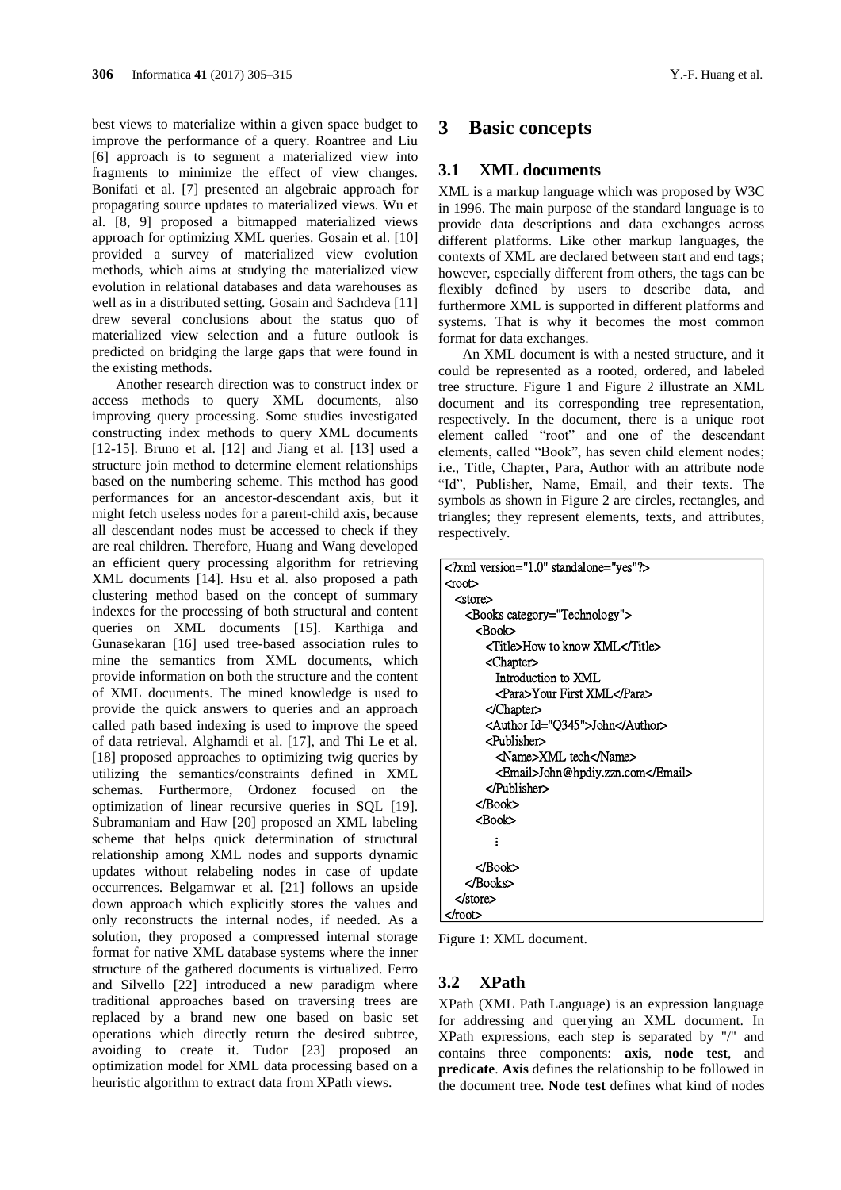best views to materialize within a given space budget to improve the performance of a query. Roantree and Liu [6] approach is to segment a materialized view into fragments to minimize the effect of view changes. Bonifati et al. [7] presented an algebraic approach for propagating source updates to materialized views. Wu et al. [8, 9] proposed a bitmapped materialized views approach for optimizing XML queries. Gosain et al. [10] provided a survey of materialized view evolution methods, which aims at studying the materialized view evolution in relational databases and data warehouses as well as in a distributed setting. Gosain and Sachdeva [11] drew several conclusions about the status quo of materialized view selection and a future outlook is predicted on bridging the large gaps that were found in the existing methods.

Another research direction was to construct index or access methods to query XML documents, also improving query processing. Some studies investigated constructing index methods to query XML documents [12-15]. Bruno et al. [12] and Jiang et al. [13] used a structure join method to determine element relationships based on the numbering scheme. This method has good performances for an ancestor-descendant axis, but it might fetch useless nodes for a parent-child axis, because all descendant nodes must be accessed to check if they are real children. Therefore, Huang and Wang developed an efficient query processing algorithm for retrieving XML documents [14]. Hsu et al. also proposed a path clustering method based on the concept of summary indexes for the processing of both structural and content queries on XML documents [15]. Karthiga and Gunasekaran [16] used tree-based association rules to mine the semantics from XML documents, which provide information on both the structure and the content of XML documents. The mined knowledge is used to provide the quick answers to queries and an approach called path based indexing is used to improve the speed of data retrieval. Alghamdi et al. [17], and Thi Le et al. [18] proposed approaches to optimizing twig queries by utilizing the semantics/constraints defined in XML schemas. Furthermore, Ordonez focused on the optimization of linear recursive queries in SQL [19]. Subramaniam and Haw [20] proposed an XML labeling scheme that helps quick determination of structural relationship among XML nodes and supports dynamic updates without relabeling nodes in case of update occurrences. Belgamwar et al. [21] follows an upside down approach which explicitly stores the values and only reconstructs the internal nodes, if needed. As a solution, they proposed a compressed internal storage format for native XML database systems where the inner structure of the gathered documents is virtualized. Ferro and Silvello [22] introduced a new paradigm where traditional approaches based on traversing trees are replaced by a brand new one based on basic set operations which directly return the desired subtree, avoiding to create it. Tudor [23] proposed an optimization model for XML data processing based on a heuristic algorithm to extract data from XPath views.

## 3 Basic concepts

### 3.1 XML documents

XML is a markup language which was proposed by W3C in 1996. The main purpose of the standard language is to provide data descriptions and data exchanges across different platforms. Like other markup languages, the contexts of XML are declared between start and end tags; however, especially different from others, the tags can be flexibly defined by users to describe data, and furthermore XML is supported in different platforms and systems. That is why it becomes the most common format for data exchanges.

An XML document is with a nested structure, and it could be represented as a rooted, ordered, and labeled tree structure. Figure 1 and Figure 2 illustrate an XML document and its corresponding tree representation, respectively. In the document, there is a unique root element called "root" and one of the descendant elements, called "Book", has seven child element nodes; i.e., Title, Chapter, Para, Author with an attribute node "Id", Publisher, Name, Email, and their texts. The symbols as shown in Figure 2 are circles, rectangles, and triangles; they represent elements, texts, and attributes, respectively.

```
<?xml version="1.0" standalone="yes"?>
<root>
  <store>
    <Books category="Technology">
      <Book>
        <Title>How to know XML</Title>
        <Chapter>
          Introduction to XML
          <Para>Your First XML</Para>
        </Chapter>
        <Author Id="Q345">John</Author>
        <Publisher>
          <Name>XML tech</Name>
          <Email>John@hpdiy.zzn.com</Email>
        </Publisher>
      </Book>
      <Book>
        ⋮
      </Book>
    </Books>
  </store>
</root>
```

Figure 1: XML document.

### 3.2 XPath

XPath (XML Path Language) is an expression language for addressing and querying an XML document. In XPath expressions, each step is separated by "/" and contains three components: **axis**, **node test**, and **predicate**. **Axis** defines the relationship to be followed in the document tree. **Node test** defines what kind of nodes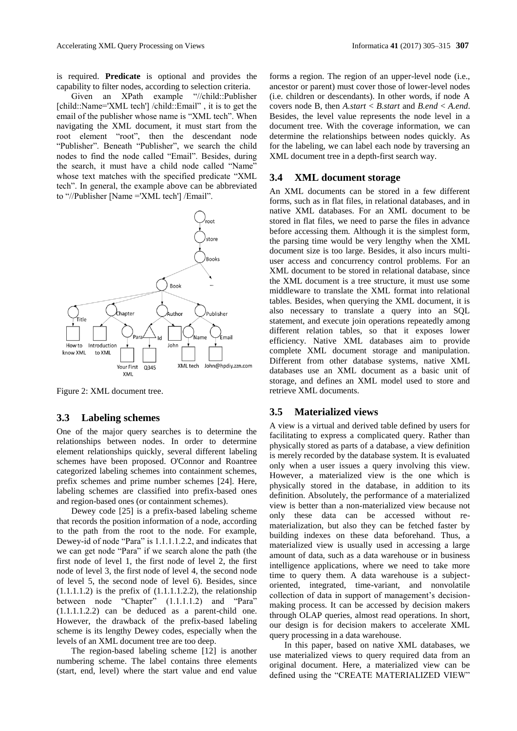is required. **Predicate** is optional and provides the capability to filter nodes, according to selection criteria.

Given an XPath example "//child::Publisher [child::Name='XML tech'] /child::Email" , it is to get the email of the publisher whose name is "XML tech". When navigating the XML document, it must start from the root element "root", then the descendant node "Publisher". Beneath "Publisher", we search the child nodes to find the node called "Email". Besides, during the search, it must have a child node called "Name" whose text matches with the specified predicate "XML tech". In general, the example above can be abbreviated to "//Publisher [Name ='XML tech'] /Email".

Figure 2: XML document tree.

### 3.3 Labeling schemes

One of the major query searches is to determine the relationships between nodes. In order to determine element relationships quickly, several different labeling schemes have been proposed. O'Connor and Roantree categorized labeling schemes into containment schemes, prefix schemes and prime number schemes [24]. Here, labeling schemes are classified into prefix-based ones and region-based ones (or containment schemes).

Dewey code [25] is a prefix-based labeling scheme that records the position information of a node, according to the path from the root to the node. For example, Dewey-id of node "Para" is 1.1.1.1.2.2, and indicates that we can get node "Para" if we search alone the path (the first node of level 1, the first node of level 2, the first node of level 3, the first node of level 4, the second node of level 5, the second node of level 6). Besides, since (1.1.1.1.2) is the prefix of (1.1.1.1.2.2), the relationship between node "Chapter" (1.1.1.1.2) and "Para" (1.1.1.1.2.2) can be deduced as a parent-child one. However, the drawback of the prefix-based labeling scheme is its lengthy Dewey codes, especially when the levels of an XML document tree are too deep.

The region-based labeling scheme [12] is another numbering scheme. The label contains three elements (start, end, level) where the start value and end value forms a region. The region of an upper-level node (i.e., ancestor or parent) must cover those of lower-level nodes (i.e. children or descendants). In other words, if node A covers node B, then *A.start* < *B.start* and *B.end* < *A.end*. Besides, the level value represents the node level in a document tree. With the coverage information, we can determine the relationships between nodes quickly. As for the labeling, we can label each node by traversing an XML document tree in a depth-first search way.

### 3.4 XML document storage

An XML documents can be stored in a few different forms, such as in flat files, in relational databases, and in native XML databases. For an XML document to be stored in flat files, we need to parse the files in advance before accessing them. Although it is the simplest form, the parsing time would be very lengthy when the XML document size is too large. Besides, it also incurs multi-user access and concurrency control problems. For an XML document to be stored in relational database, since the XML document is a tree structure, it must use some middleware to translate the XML format into relational tables. Besides, when querying the XML document, it is also necessary to translate a query into an SQL statement, and execute join operations repeatedly among different relation tables, so that it exposes lower efficiency. Native XML databases aim to provide complete XML document storage and manipulation. Different from other database systems, native XML databases use an XML document as a basic unit of storage, and defines an XML model used to store and retrieve XML documents.

### 3.5 Materialized views

A view is a virtual and derived table defined by users for facilitating to express a complicated query. Rather than physically stored as parts of a database, a view definition is merely recorded by the database system. It is evaluated only when a user issues a query involving this view. However, a materialized view is the one which is physically stored in the database, in addition to its definition. Absolutely, the performance of a materialized view is better than a non-materialized view because not only these data can be accessed without re-materialization, but also they can be fetched faster by building indexes on these data beforehand. Thus, a materialized view is usually used in accessing a large amount of data, such as a data warehouse or in business intelligence applications, where we need to take more time to query them. A data warehouse is a subject-oriented, integrated, time-variant, and nonvolatile collection of data in support of management's decision-making process. It can be accessed by decision makers through OLAP queries, almost read operations. In short, our design is for decision makers to accelerate XML query processing in a data warehouse.

In this paper, based on native XML databases, we use materialized views to query required data from an original document. Here, a materialized view can be defined using the "CREATE MATERIALIZED VIEW"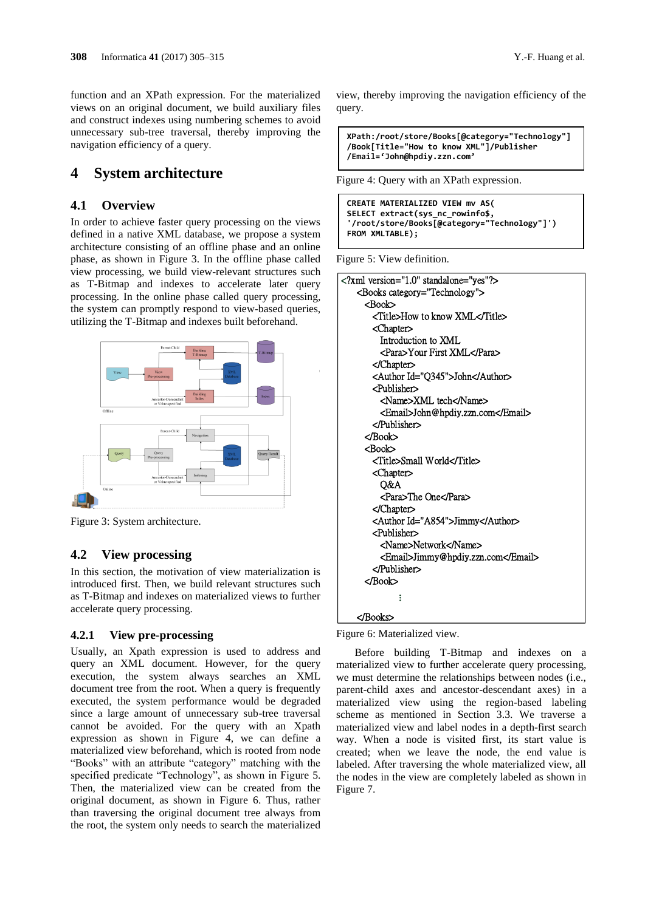function and an XPath expression. For the materialized views on an original document, we build auxiliary files and construct indexes using numbering schemes to avoid unnecessary sub-tree traversal, thereby improving the navigation efficiency of a query.

# 4 System architecture

## 4.1 Overview

In order to achieve faster query processing on the views defined in a native XML database, we propose a system architecture consisting of an offline phase and an online phase, as shown in Figure 3. In the offline phase called view processing, we build view-relevant structures such as T-Bitmap and indexes to accelerate later query processing. In the online phase called query processing, the system can promptly respond to view-based queries, utilizing the T-Bitmap and indexes built beforehand.

Figure 3: System architecture.

## 4.2 View processing

In this section, the motivation of view materialization is introduced first. Then, we build relevant structures such as T-Bitmap and indexes on materialized views to further accelerate query processing.

### 4.2.1 View pre-processing

Usually, an Xpath expression is used to address and query an XML document. However, for the query execution, the system always searches an XML document tree from the root. When a query is frequently executed, the system performance would be degraded since a large amount of unnecessary sub-tree traversal cannot be avoided. For the query with an Xpath expression as shown in Figure 4, we can define a materialized view beforehand, which is rooted from node "Books" with an attribute "category" matching with the specified predicate "Technology", as shown in Figure 5. Then, the materialized view can be created from the original document, as shown in Figure 6. Thus, rather than traversing the original document tree always from the root, the system only needs to search the materialized view, thereby improving the navigation efficiency of the query.

```
XPath:/root/store/Books[@category="Technology"]
/Book[Title="How to know XML"]/Publisher
/Email='John@hpdiy.zzn.com'
```

Figure 4: Query with an XPath expression.

```
CREATE MATERIALIZED VIEW mv AS(
SELECT extract(sys_nc_rowinfo$,
'/root/store/Books[@category="Technology"]')
FROM XMLTABLE);
```

Figure 5: View definition.

```
<?xml version="1.0" standalone="yes"?>
  <Books category="Technology">
    <Book>
      <Title>How to know XML</Title>
      <Chapter>
        Introduction to XML
        <Para>Your First XML</Para>
      </Chapter>
      <Author Id="Q345">John</Author>
      <Publisher>
        <Name>XML tech</Name>
        <Email>John@hpdiy.zzn.com</Email>
      </Publisher>
    </Book>
    <Book>
      <Title>Small World</Title>
      <Chapter>
        Q&A
        <Para>The One</Para>
      </Chapter>
      <Author Id="A854">Jimmy</Author>
      <Publisher>
        <Name>Network</Name>
        <Email>Jimmy@hpdiy.zzn.com</Email>
      </Publisher>
    </Book>
          ⋮
  </Books>
```

Figure 6: Materialized view.

Before building T-Bitmap and indexes on a materialized view to further accelerate query processing, we must determine the relationships between nodes (i.e., parent-child axes and ancestor-descendant axes) in a materialized view using the region-based labeling scheme as mentioned in Section 3.3. We traverse a materialized view and label nodes in a depth-first search way. When a node is visited first, its start value is created; when we leave the node, the end value is labeled. After traversing the whole materialized view, all the nodes in the view are completely labeled as shown in Figure 7.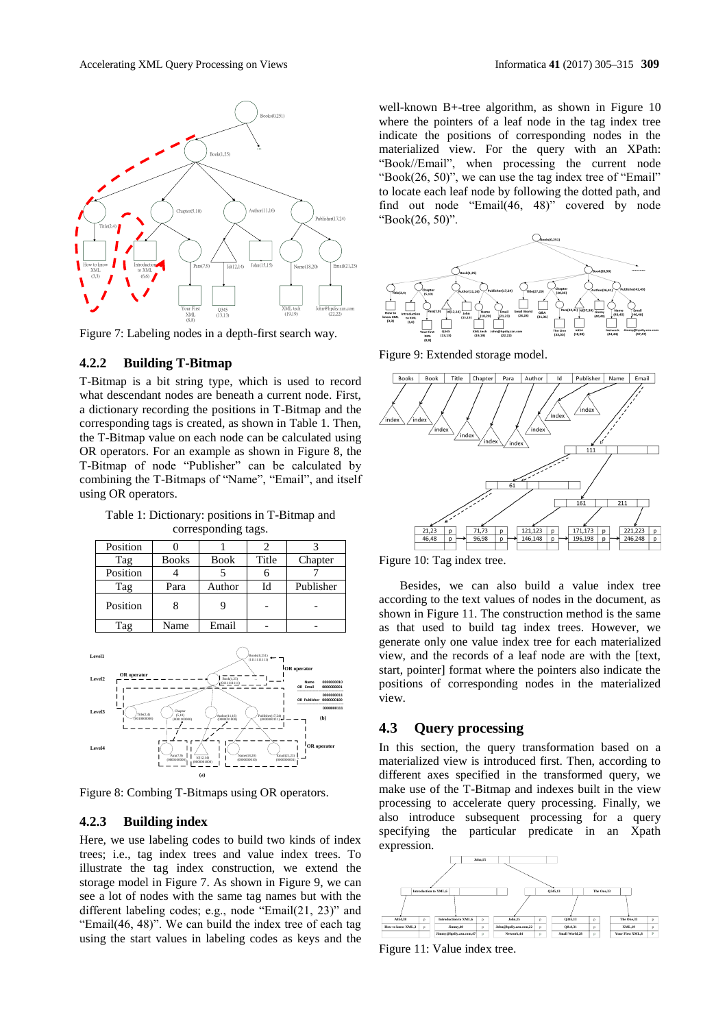Figure 7: Labeling nodes in a depth-first search way.

### 4.2.2 Building T-Bitmap

T-Bitmap is a bit string type, which is used to record what descendant nodes are beneath a current node. First, a dictionary recording the positions in T-Bitmap and the corresponding tags is created, as shown in Table 1. Then, the T-Bitmap value on each node can be calculated using OR operators. For an example as shown in Figure 8, the T-Bitmap of node "Publisher" can be calculated by combining the T-Bitmaps of "Name", "Email", and itself using OR operators.

Table 1: Dictionary: positions in T-Bitmap and corresponding tags.

| Position | 0 | 1 | 2 | 3 |
|---|---|---|---|---|
| Tag | Books | Book | Title | Chapter |
| Position | 4 | 5 | 6 | 7 |
| Tag | Para | Author | Id | Publisher |
| Position | 8 | 9 | - | - |
| Tag | Name | Email | - | - |

Figure 8: Combing T-Bitmaps using OR operators.

### 4.2.3 Building index

Here, we use labeling codes to build two kinds of index trees; i.e., tag index trees and value index trees. To illustrate the tag index construction, we extend the storage model in Figure 7. As shown in Figure 9, we can see a lot of nodes with the same tag names but with the different labeling codes; e.g., node "Email(21, 23)" and "Email(46, 48)". We can build the index tree of each tag using the start values in labeling codes as keys and the well-known B+-tree algorithm, as shown in Figure 10 where the pointers of a leaf node in the tag index tree indicate the positions of corresponding nodes in the materialized view. For the query with an XPath: "Book//Email", when processing the current node "Book(26, 50)", we can use the tag index tree of "Email" to locate each leaf node by following the dotted path, and find out node "Email(46, 48)" covered by node "Book(26, 50)".

Figure 9: Extended storage model.

Figure 10: Tag index tree.

Besides, we can also build a value index tree according to the text values of nodes in the document, as shown in Figure 11. The construction method is the same as that used to build tag index trees. However, we generate only one value index tree for each materialized view, and the records of a leaf node are with the [text, start, pointer] format where the pointers also indicate the positions of corresponding nodes in the materialized view.

## 4.3 Query processing

In this section, the query transformation based on a materialized view is introduced first. Then, according to different axes specified in the transformed query, we make use of the T-Bitmap and indexes built in the view processing to accelerate query processing. Finally, we also introduce subsequent processing for a query specifying the particular predicate in an Xpath expression.

Figure 11: Value index tree.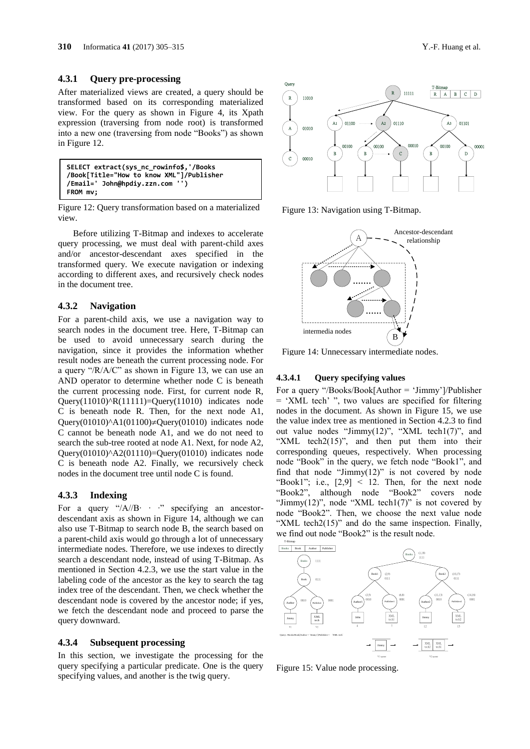### 4.3.1 Query pre-processing

After materialized views are created, a query should be transformed based on its corresponding materialized view. For the query as shown in Figure 4, its Xpath expression (traversing from node root) is transformed into a new one (traversing from node "Books") as shown in Figure 12.

```
SELECT extract(sys_nc_rowinfo$,'/Books
/Book[Title="How to know XML"]/Publisher
/Email=' John@hpdiy.zzn.com '')
FROM mv;
```

Figure 12: Query transformation based on a materialized view.

Before utilizing T-Bitmap and indexes to accelerate query processing, we must deal with parent-child axes and/or ancestor-descendant axes specified in the transformed query. We execute navigation or indexing according to different axes, and recursively check nodes in the document tree.

### 4.3.2 Navigation

For a parent-child axis, we use a navigation way to search nodes in the document tree. Here, T-Bitmap can be used to avoid unnecessary search during the navigation, since it provides the information whether result nodes are beneath the current processing node. For a query "/R/A/C" as shown in Figure 13, we can use an AND operator to determine whether node C is beneath the current processing node. First, for current node R, Query(11010)^R(11111)=Query(11010) indicates node C is beneath node R. Then, for the next node A1, Query(01010)^A1(01100)≠Query(01010) indicates node C cannot be beneath node A1, and we do not need to search the sub-tree rooted at node A1. Next, for node A2, Query(01010)^A2(01110)=Query(01010) indicates node C is beneath node A2. Finally, we recursively check nodes in the document tree until node C is found.

### 4.3.3 Indexing

For a query "/A//B· · ·" specifying an ancestor-descendant axis as shown in Figure 14, although we can also use T-Bitmap to search node B, the search based on a parent-child axis would go through a lot of unnecessary intermediate nodes. Therefore, we use indexes to directly search a descendant node, instead of using T-Bitmap. As mentioned in Section 4.2.3, we use the start value in the labeling code of the ancestor as the key to search the tag index tree of the descendant. Then, we check whether the descendant node is covered by the ancestor node; if yes, we fetch the descendant node and proceed to parse the query downward.

### 4.3.4 Subsequent processing

In this section, we investigate the processing for the query specifying a particular predicate. One is the query specifying values, and another is the twig query.

Figure 13: Navigation using T-Bitmap.

Figure 14: Unnecessary intermediate nodes.

#### 4.3.4.1 Query specifying values

For a query "/Books/Book[Author = 'Jimmy']/Publisher = 'XML tech' ", two values are specified for filtering nodes in the document. As shown in Figure 15, we use the value index tree as mentioned in Section 4.2.3 to find out value nodes "Jimmy(12)", "XML tech1(7)", and "XML tech2(15)", and then put them into their corresponding queues, respectively. When processing node "Book" in the query, we fetch node "Book1", and find that node "Jimmy(12)" is not covered by node "Book1"; i.e., [2,9] < 12. Then, for the next node "Book2", although node "Book2" covers node "Jimmy(12)", node "XML tech1(7)" is not covered by node "Book2". Then, we choose the next value node "XML tech2(15)" and do the same inspection. Finally, we find out node "Book2" is the result node.

Figure 15: Value node processing.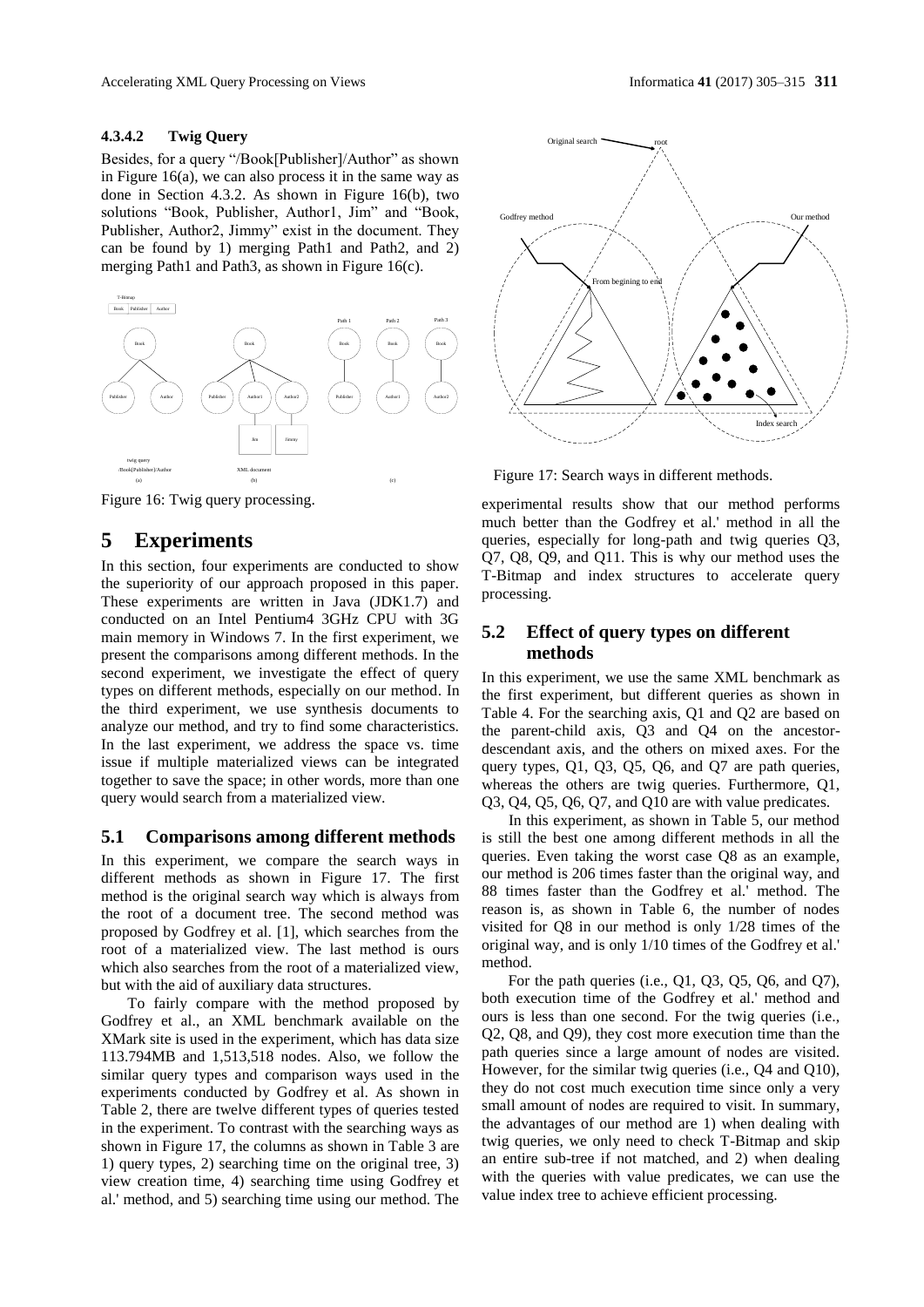#### 4.3.4.2 Twig Query

Besides, for a query "/Book[Publisher]/Author" as shown in Figure 16(a), we can also process it in the same way as done in Section 4.3.2. As shown in Figure 16(b), two solutions "Book, Publisher, Author1, Jim" and "Book, Publisher, Author2, Jimmy" exist in the document. They can be found by 1) merging Path1 and Path2, and 2) merging Path1 and Path3, as shown in Figure 16(c).

Figure 16: Twig query processing.

## 5 Experiments

In this section, four experiments are conducted to show the superiority of our approach proposed in this paper. These experiments are written in Java (JDK1.7) and conducted on an Intel Pentium4 3GHz CPU with 3G main memory in Windows 7. In the first experiment, we present the comparisons among different methods. In the second experiment, we investigate the effect of query types on different methods, especially on our method. In the third experiment, we use synthesis documents to analyze our method, and try to find some characteristics. In the last experiment, we address the space vs. time issue if multiple materialized views can be integrated together to save the space; in other words, more than one query would search from a materialized view.

### 5.1 Comparisons among different methods

In this experiment, we compare the search ways in different methods as shown in Figure 17. The first method is the original search way which is always from the root of a document tree. The second method was proposed by Godfrey et al. [1], which searches from the root of a materialized view. The last method is ours which also searches from the root of a materialized view, but with the aid of auxiliary data structures.

To fairly compare with the method proposed by Godfrey et al., an XML benchmark available on the XMark site is used in the experiment, which has data size 113.794MB and 1,513,518 nodes. Also, we follow the similar query types and comparison ways used in the experiments conducted by Godfrey et al. As shown in Table 2, there are twelve different types of queries tested in the experiment. To contrast with the searching ways as shown in Figure 17, the columns as shown in Table 3 are 1) query types, 2) searching time on the original tree, 3) view creation time, 4) searching time using Godfrey et al.' method, and 5) searching time using our method. The

Figure 17: Search ways in different methods.

experimental results show that our method performs much better than the Godfrey et al.' method in all the queries, especially for long-path and twig queries Q3, Q7, Q8, Q9, and Q11. This is why our method uses the T-Bitmap and index structures to accelerate query processing.

### 5.2 Effect of query types on different methods

In this experiment, we use the same XML benchmark as the first experiment, but different queries as shown in Table 4. For the searching axis, Q1 and Q2 are based on the parent-child axis, Q3 and Q4 on the ancestor-descendant axis, and the others on mixed axes. For the query types, Q1, Q3, Q5, Q6, and Q7 are path queries, whereas the others are twig queries. Furthermore, Q1, Q3, Q4, Q5, Q6, Q7, and Q10 are with value predicates.

In this experiment, as shown in Table 5, our method is still the best one among different methods in all the queries. Even taking the worst case Q8 as an example, our method is 206 times faster than the original way, and 88 times faster than the Godfrey et al.' method. The reason is, as shown in Table 6, the number of nodes visited for Q8 in our method is only 1/28 times of the original way, and is only 1/10 times of the Godfrey et al.' method.

For the path queries (i.e., Q1, Q3, Q5, Q6, and Q7), both execution time of the Godfrey et al.' method and ours is less than one second. For the twig queries (i.e., Q2, Q8, and Q9), they cost more execution time than the path queries since a large amount of nodes are visited. However, for the similar twig queries (i.e., Q4 and Q10), they do not cost much execution time since only a very small amount of nodes are required to visit. In summary, the advantages of our method are 1) when dealing with twig queries, we only need to check T-Bitmap and skip an entire sub-tree if not matched, and 2) when dealing with the queries with value predicates, we can use the value index tree to achieve efficient processing.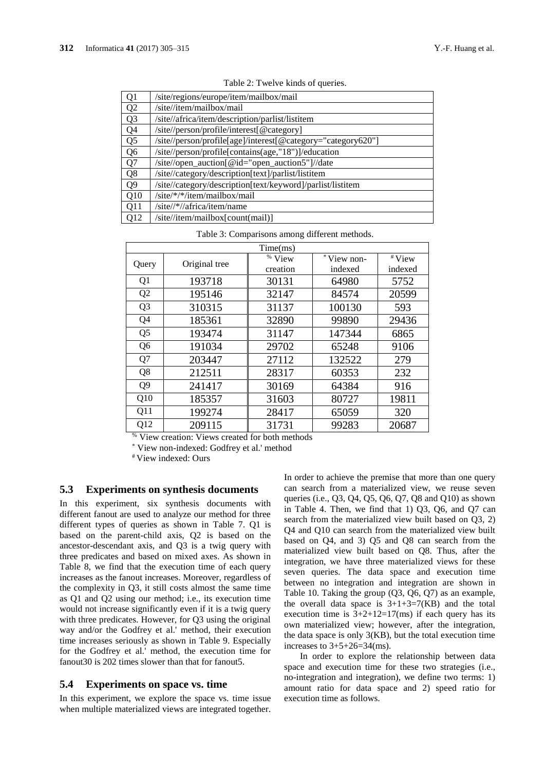Table 2: Twelve kinds of queries.

| | |
|---|---|
| Q1 | /site/regions/europe/item/mailbox/mail |
| Q2 | /site//item/mailbox/mail |
| Q3 | /site//africa/item/description/parlist/listitem |
| Q4 | /site//person/profile/interest[@category] |
| Q5 | /site//person/profile[age]/interest[@category="category620"] |
| Q6 | /site//person/profile[contains(age,"18")]/education |
| Q7 | /site//open_auction[@id="open_auction5"]//date |
| Q8 | /site//category/description[text]/parlist/listitem |
| Q9 | /site//category/description[text/keyword]/parlist/listitem |
| Q10 | /site/*/*/item/mailbox/mail |
| Q11 | /site//*//africa/item/name |
| Q12 | /site//item/mailbox[count(mail)] |

Table 3: Comparisons among different methods.

| Query | Time(ms) Original tree | [%] View creation | [*] View non-indexed | [#] View indexed |
|---|---|---|---|---|
| Q1 | 193718 | 30131 | 64980 | 5752 |
| Q2 | 195146 | 32147 | 84574 | 20599 |
| Q3 | 310315 | 31137 | 100130 | 593 |
| Q4 | 185361 | 32890 | 99890 | 29436 |
| Q5 | 193474 | 31147 | 147344 | 6865 |
| Q6 | 191034 | 29702 | 65248 | 9106 |
| Q7 | 203447 | 27112 | 132522 | 279 |
| Q8 | 212511 | 28317 | 60353 | 232 |
| Q9 | 241417 | 30169 | 64384 | 916 |
| Q10 | 185357 | 31603 | 80727 | 19811 |
| Q11 | 199274 | 28417 | 65059 | 320 |
| Q12 | 209115 | 31731 | 99283 | 20687 |

[%] View creation: Views created for both methods

[*] View non-indexed: Godfrey et al.' method

[#] View indexed: Ours

### 5.3 Experiments on synthesis documents

In this experiment, six synthesis documents with different fanout are used to analyze our method for three different types of queries as shown in Table 7. Q1 is based on the parent-child axis, Q2 is based on the ancestor-descendant axis, and Q3 is a twig query with three predicates and based on mixed axes. As shown in Table 8, we find that the execution time of each query increases as the fanout increases. Moreover, regardless of the complexity in Q3, it still costs almost the same time as Q1 and Q2 using our method; i.e., its execution time would not increase significantly even if it is a twig query with three predicates. However, for Q3 using the original way and/or the Godfrey et al.' method, their execution time increases seriously as shown in Table 9. Especially for the Godfrey et al.' method, the execution time for fanout30 is 202 times slower than that for fanout5.

### 5.4 Experiments on space vs. time

In this experiment, we explore the space vs. time issue when multiple materialized views are integrated together. In order to achieve the premise that more than one query can search from a materialized view, we reuse seven queries (i.e., Q3, Q4, Q5, Q6, Q7, Q8 and Q10) as shown in Table 4. Then, we find that 1) Q3, Q6, and Q7 can search from the materialized view built based on Q3, 2) Q4 and Q10 can search from the materialized view built based on Q4, and 3) Q5 and Q8 can search from the materialized view built based on Q8. Thus, after the integration, we have three materialized views for these seven queries. The data space and execution time between no integration and integration are shown in Table 10. Taking the group (Q3, Q6, Q7) as an example, the overall data space is 3+1+3=7(KB) and the total execution time is 3+2+12=17(ms) if each query has its own materialized view; however, after the integration, the data space is only 3(KB), but the total execution time increases to 3+5+26=34(ms).

In order to explore the relationship between data space and execution time for these two strategies (i.e., no-integration and integration), we define two terms: 1) amount ratio for data space and 2) speed ratio for execution time as follows.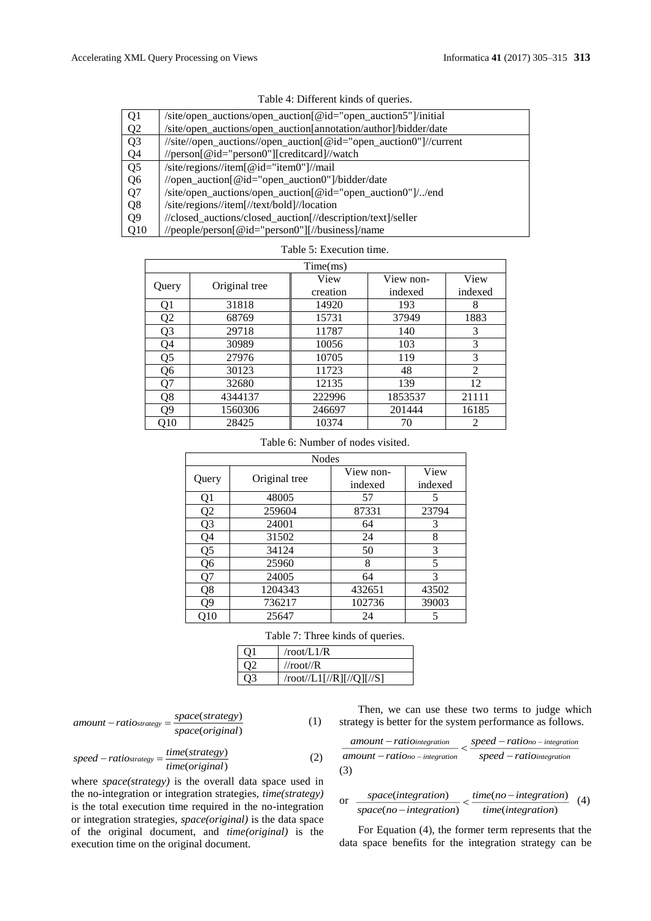Table 4: Different kinds of queries.

| | |
|---|---|
| Q1 | /site/open_auctions/open_auction[@id="open_auction5"]/initial |
| Q2 | /site/open_auctions/open_auction[annotation/author]/bidder/date |
| Q3 | //site//open_auctions//open_auction[@id="open_auction0"]//current |
| Q4 | //person[@id="person0"][creditcard]//watch |
| Q5 | /site/regions//item[@id="item0"]//mail |
| Q6 | //open_auction[@id="open_auction0"]/bidder/date |
| Q7 | /site/open_auctions/open_auction[@id="open_auction0"]/../end |
| Q8 | /site/regions//item[//text/bold]//location |
| Q9 | //closed_auctions/closed_auction[//description/text]/seller |
| Q10 | //people/person[@id="person0"][//business]/name |

Table 5: Execution time.

| Time(ms) | | | | |
|---|---|---|---|---|
| Query | Original tree | View creation | View non-indexed | View indexed |
| Q1 | 31818 | 14920 | 193 | 8 |
| Q2 | 68769 | 15731 | 37949 | 1883 |
| Q3 | 29718 | 11787 | 140 | 3 |
| Q4 | 30989 | 10056 | 103 | 3 |
| Q5 | 27976 | 10705 | 119 | 3 |
| Q6 | 30123 | 11723 | 48 | 2 |
| Q7 | 32680 | 12135 | 139 | 12 |
| Q8 | 4344137 | 222996 | 1853537 | 21111 |
| Q9 | 1560306 | 246697 | 201444 | 16185 |
| Q10 | 28425 | 10374 | 70 | 2 |

Table 6: Number of nodes visited.

| Nodes | | | |
|---|---|---|---|
| Query | Original tree | View non-indexed | View indexed |
| Q1 | 48005 | 57 | 5 |
| Q2 | 259604 | 87331 | 23794 |
| Q3 | 24001 | 64 | 3 |
| Q4 | 31502 | 24 | 8 |
| Q5 | 34124 | 50 | 3 |
| Q6 | 25960 | 8 | 5 |
| Q7 | 24005 | 64 | 3 |
| Q8 | 1204343 | 432651 | 43502 |
| Q9 | 736217 | 102736 | 39003 |
| Q10 | 25647 | 24 | 5 |

Table 7: Three kinds of queries.

| | |
|---|---|
| Q1 | /root/L1/R |
| Q2 | //root//R |
| Q3 | /root//L1[//R][//Q][//S] |

$$amount-ratio_{strategy} = \frac{space(strategy)}{space(original)} \quad (1)$$

$$speed-ratio_{strategy} = \frac{time(strategy)}{time(original)} \quad (2)$$

where *space(strategy)* is the overall data space used in the no-integration or integration strategies, *time(strategy)* is the total execution time required in the no-integration or integration strategies, *space(original)* is the data space of the original document, and *time(original)* is the execution time on the original document.

Then, we can use these two terms to judge which strategy is better for the system performance as follows.

$$\frac{amount-ratio_{integration}}{amount-ratio_{no-integration}} < \frac{speed-ratio_{no-integration}}{speed-ratio_{integration}} \quad (3)$$

or $$\frac{space(integration)}{space(no-integration)} < \frac{time(no-integration)}{time(integration)} \quad (4)$$

For Equation (4), the former term represents that the data space benefits for the integration strategy can be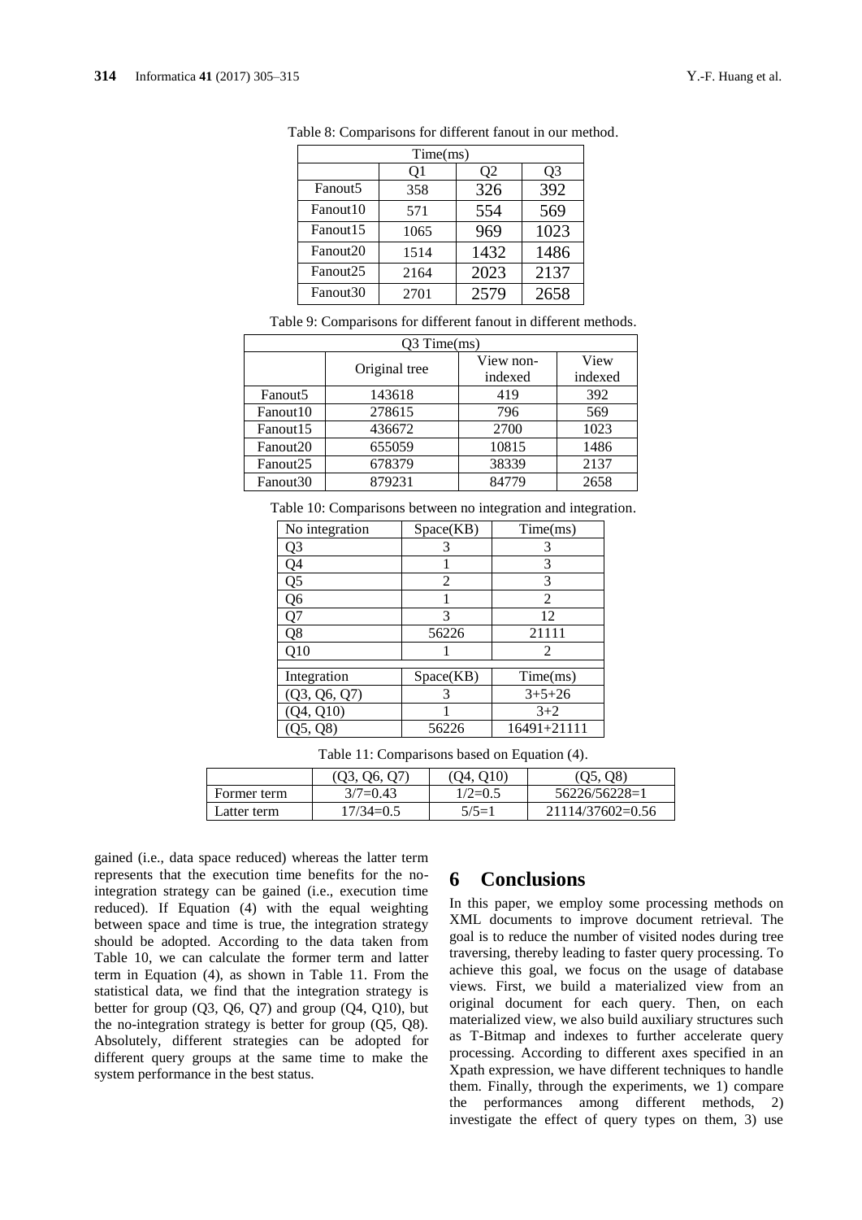Table 8: Comparisons for different fanout in our method.

| Time(ms) | | | |
|---|---|---|---|
| | Q1 | Q2 | Q3 |
| Fanout5 | 358 | 326 | 392 |
| Fanout10 | 571 | 554 | 569 |
| Fanout15 | 1065 | 969 | 1023 |
| Fanout20 | 1514 | 1432 | 1486 |
| Fanout25 | 2164 | 2023 | 2137 |
| Fanout30 | 2701 | 2579 | 2658 |

Table 9: Comparisons for different fanout in different methods.

| Q3 Time(ms) | | | |
|---|---|---|---|
| | Original tree | View non-indexed | View indexed |
| Fanout5 | 143618 | 419 | 392 |
| Fanout10 | 278615 | 796 | 569 |
| Fanout15 | 436672 | 2700 | 1023 |
| Fanout20 | 655059 | 10815 | 1486 |
| Fanout25 | 678379 | 38339 | 2137 |
| Fanout30 | 879231 | 84779 | 2658 |

Table 10: Comparisons between no integration and integration.

| No integration | Space(KB) | Time(ms) |
|---|---|---|
| Q3 | 3 | 3 |
| Q4 | 1 | 3 |
| Q5 | 2 | 3 |
| Q6 | 1 | 2 |
| Q7 | 3 | 12 |
| Q8 | 56226 | 21111 |
| Q10 | 1 | 2 |
| | | |
| Integration | Space(KB) | Time(ms) |
| (Q3, Q6, Q7) | 3 | 3+5+26 |
| (Q4, Q10) | 1 | 3+2 |
| (Q5, Q8) | 56226 | 16491+21111 |

Table 11: Comparisons based on Equation (4).

| | (Q3, Q6, Q7) | (Q4, Q10) | (Q5, Q8) |
|---|---|---|---|
| Former term | 3/7=0.43 | 1/2=0.5 | 56226/56228=1 |
| Latter term | 17/34=0.5 | 5/5=1 | 21114/37602=0.56 |

gained (i.e., data space reduced) whereas the latter term represents that the execution time benefits for the no-integration strategy can be gained (i.e., execution time reduced). If Equation (4) with the equal weighting between space and time is true, the integration strategy should be adopted. According to the data taken from Table 10, we can calculate the former term and latter term in Equation (4), as shown in Table 11. From the statistical data, we find that the integration strategy is better for group (Q3, Q6, Q7) and group (Q4, Q10), but the no-integration strategy is better for group (Q5, Q8). Absolutely, different strategies can be adopted for different query groups at the same time to make the system performance in the best status.

# 6 Conclusions

In this paper, we employ some processing methods on XML documents to improve document retrieval. The goal is to reduce the number of visited nodes during tree traversing, thereby leading to faster query processing. To achieve this goal, we focus on the usage of database views. First, we build a materialized view from an original document for each query. Then, on each materialized view, we also build auxiliary structures such as T-Bitmap and indexes to further accelerate query processing. According to different axes specified in an Xpath expression, we have different techniques to handle them. Finally, through the experiments, we 1) compare the performances among different methods, 2) investigate the effect of query types on them, 3) use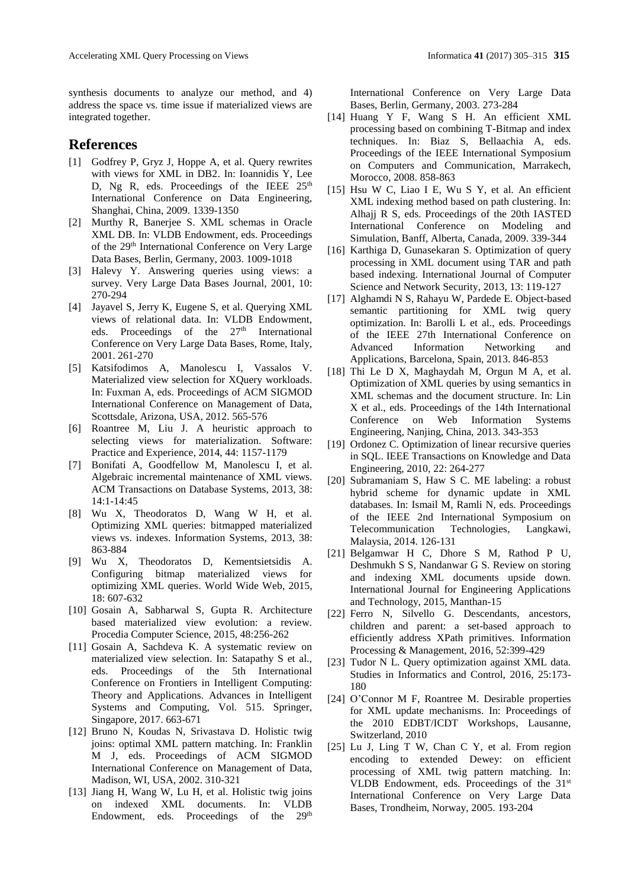synthesis documents to analyze our method, and 4) address the space vs. time issue if materialized views are integrated together.

## References

[1] Godfrey P, Gryz J, Hoppe A, et al. Query rewrites with views for XML in DB2. In: Ioannidis Y, Lee D, Ng R, eds. Proceedings of the IEEE 25th International Conference on Data Engineering, Shanghai, China, 2009. 1339-1350

[2] Murthy R, Banerjee S. XML schemas in Oracle XML DB. In: VLDB Endowment, eds. Proceedings of the 29th International Conference on Very Large Data Bases, Berlin, Germany, 2003. 1009-1018

[3] Halevy Y. Answering queries using views: a survey. Very Large Data Bases Journal, 2001, 10: 270-294

[4] Jayavel S, Jerry K, Eugene S, et al. Querying XML views of relational data. In: VLDB Endowment, eds. Proceedings of the 27th International Conference on Very Large Data Bases, Rome, Italy, 2001. 261-270

[5] Katsifodimos A, Manolescu I, Vassalos V. Materialized view selection for XQuery workloads. In: Fuxman A, eds. Proceedings of ACM SIGMOD International Conference on Management of Data, Scottsdale, Arizona, USA, 2012. 565-576

[6] Roantree M, Liu J. A heuristic approach to selecting views for materialization. Software: Practice and Experience, 2014, 44: 1157-1179

[7] Bonifati A, Goodfellow M, Manolescu I, et al. Algebraic incremental maintenance of XML views. ACM Transactions on Database Systems, 2013, 38: 14:1-14:45

[8] Wu X, Theodoratos D, Wang W H, et al. Optimizing XML queries: bitmapped materialized views vs. indexes. Information Systems, 2013, 38: 863-884

[9] Wu X, Theodoratos D, Kementsietsidis A. Configuring bitmap materialized views for optimizing XML queries. World Wide Web, 2015, 18: 607-632

[10] Gosain A, Sabharwal S, Gupta R. Architecture based materialized view evolution: a review. Procedia Computer Science, 2015, 48:256-262

[11] Gosain A, Sachdeva K. A systematic review on materialized view selection. In: Satapathy S et al., eds. Proceedings of the 5th International Conference on Frontiers in Intelligent Computing: Theory and Applications. Advances in Intelligent Systems and Computing, Vol. 515. Springer, Singapore, 2017. 663-671

[12] Bruno N, Koudas N, Srivastava D. Holistic twig joins: optimal XML pattern matching. In: Franklin M J, eds. Proceedings of ACM SIGMOD International Conference on Management of Data, Madison, WI, USA, 2002. 310-321

[13] Jiang H, Wang W, Lu H, et al. Holistic twig joins on indexed XML documents. In: VLDB Endowment, eds. Proceedings of the 29th International Conference on Very Large Data Bases, Berlin, Germany, 2003. 273-284

[14] Huang Y F, Wang S H. An efficient XML processing based on combining T-Bitmap and index techniques. In: Biaz S, Bellaachia A, eds. Proceedings of the IEEE International Symposium on Computers and Communication, Marrakech, Morocco, 2008. 858-863

[15] Hsu W C, Liao I E, Wu S Y, et al. An efficient XML indexing method based on path clustering. In: Alhajj R S, eds. Proceedings of the 20th IASTED International Conference on Modeling and Simulation, Banff, Alberta, Canada, 2009. 339-344

[16] Karthiga D, Gunasekaran S. Optimization of query processing in XML document using TAR and path based indexing. International Journal of Computer Science and Network Security, 2013, 13: 119-127

[17] Alghamdi N S, Rahayu W, Pardede E. Object-based semantic partitioning for XML twig query optimization. In: Barolli L et al., eds. Proceedings of the IEEE 27th International Conference on Advanced Information Networking and Applications, Barcelona, Spain, 2013. 846-853

[18] Thi Le D X, Maghaydah M, Orgun M A, et al. Optimization of XML queries by using semantics in XML schemas and the document structure. In: Lin X et al., eds. Proceedings of the 14th International Conference on Web Information Systems Engineering, Nanjing, China, 2013. 343-353

[19] Ordonez C. Optimization of linear recursive queries in SQL. IEEE Transactions on Knowledge and Data Engineering, 2010, 22: 264-277

[20] Subramaniam S, Haw S C. ME labeling: a robust hybrid scheme for dynamic update in XML databases. In: Ismail M, Ramli N, eds. Proceedings of the IEEE 2nd International Symposium on Telecommunication Technologies, Langkawi, Malaysia, 2014. 126-131

[21] Belgamwar H C, Dhore S M, Rathod P U, Deshmukh S S, Nandanwar G S. Review on storing and indexing XML documents upside down. International Journal for Engineering Applications and Technology, 2015, Manthan-15

[22] Ferro N, Silvello G. Descendants, ancestors, children and parent: a set-based approach to efficiently address XPath primitives. Information Processing & Management, 2016, 52:399-429

[23] Tudor N L. Query optimization against XML data. Studies in Informatics and Control, 2016, 25:173-180

[24] O'Connor M F, Roantree M. Desirable properties for XML update mechanisms. In: Proceedings of the 2010 EDBT/ICDT Workshops, Lausanne, Switzerland, 2010

[25] Lu J, Ling T W, Chan C Y, et al. From region encoding to extended Dewey: on efficient processing of XML twig pattern matching. In: VLDB Endowment, eds. Proceedings of the 31st International Conference on Very Large Data Bases, Trondheim, Norway, 2005. 193-204